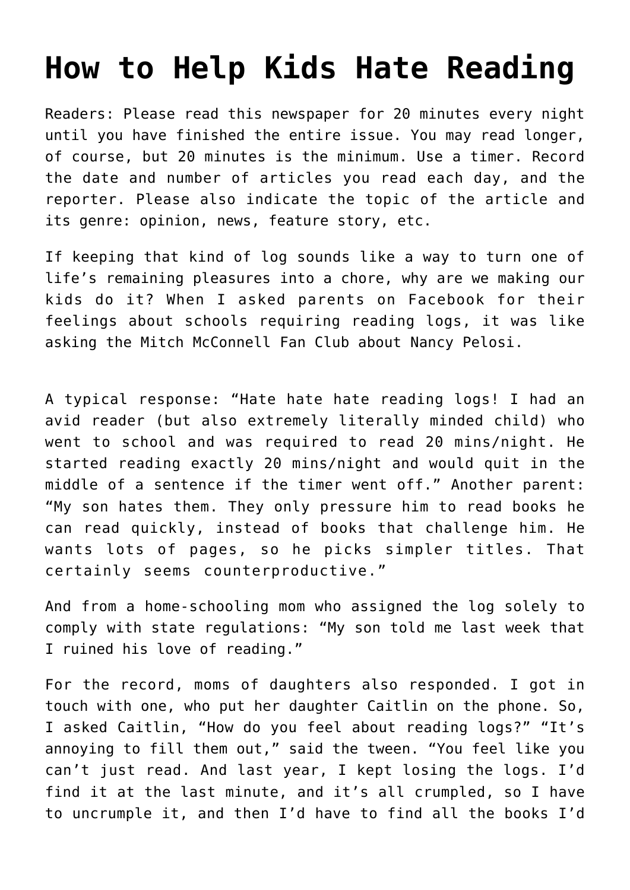# How to Help Kids Hate Reading

Readers: Please read this newspaper for 20 minutes every night until you have finished the entire issue. You may read longer, of course, but 20 minutes is the minimum. Use a timer. Record the date and number of articles you read each day, and the reporter. Please also indicate the topic of the article and its genre: opinion, news, feature story, etc.

If keeping that kind of log sounds like a way to turn one of life's remaining pleasures into a chore, why are we making our kids do it? When I asked parents on Facebook for their feelings about schools requiring reading logs, it was like asking the Mitch McConnell Fan Club about Nancy Pelosi.

A typical response: "Hate hate hate reading logs! I had an avid reader (but also extremely literally minded child) who went to school and was required to read 20 mins/night. He started reading exactly 20 mins/night and would quit in the middle of a sentence if the timer went off." Another parent: "My son hates them. They only pressure him to read books he can read quickly, instead of books that challenge him. He wants lots of pages, so he picks simpler titles. That certainly seems counterproductive."

And from a home-schooling mom who assigned the log solely to comply with state regulations: "My son told me last week that I ruined his love of reading."

For the record, moms of daughters also responded. I got in touch with one, who put her daughter Caitlin on the phone. So, I asked Caitlin, "How do you feel about reading logs?" "It's annoying to fill them out," said the tween. "You feel like you can't just read. And last year, I kept losing the logs. I'd find it at the last minute, and it's all crumpled, so I have to uncrumple it, and then I'd have to find all the books I'd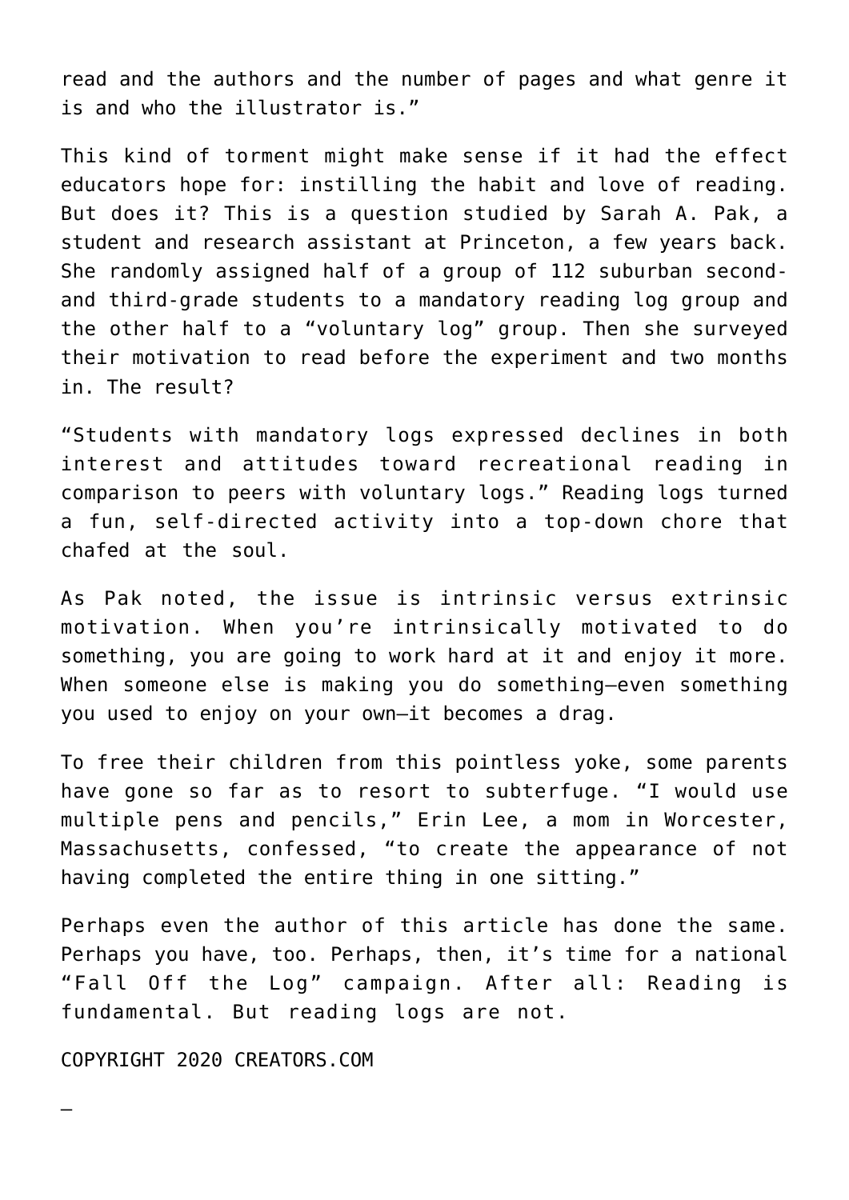read and the authors and the number of pages and what genre it is and who the illustrator is."

This kind of torment might make sense if it had the effect educators hope for: instilling the habit and love of reading. But does it? This is a question studied by Sarah A. Pak, a student and research assistant at Princeton, a few years back. She randomly assigned half of a group of 112 suburban second- and third-grade students to a mandatory reading log group and the other half to a "voluntary log" group. Then she surveyed their motivation to read before the experiment and two months in. The result?

"Students with mandatory logs expressed declines in both interest and attitudes toward recreational reading in comparison to peers with voluntary logs." Reading logs turned a fun, self-directed activity into a top-down chore that chafed at the soul.

As Pak noted, the issue is intrinsic versus extrinsic motivation. When you're intrinsically motivated to do something, you are going to work hard at it and enjoy it more. When someone else is making you do something—even something you used to enjoy on your own—it becomes a drag.

To free their children from this pointless yoke, some parents have gone so far as to resort to subterfuge. "I would use multiple pens and pencils," Erin Lee, a mom in Worcester, Massachusetts, confessed, "to create the appearance of not having completed the entire thing in one sitting."

Perhaps even the author of this article has done the same. Perhaps you have, too. Perhaps, then, it's time for a national "Fall Off the Log" campaign. After all: Reading is fundamental. But reading logs are not.

COPYRIGHT 2020 CREATORS.COM

—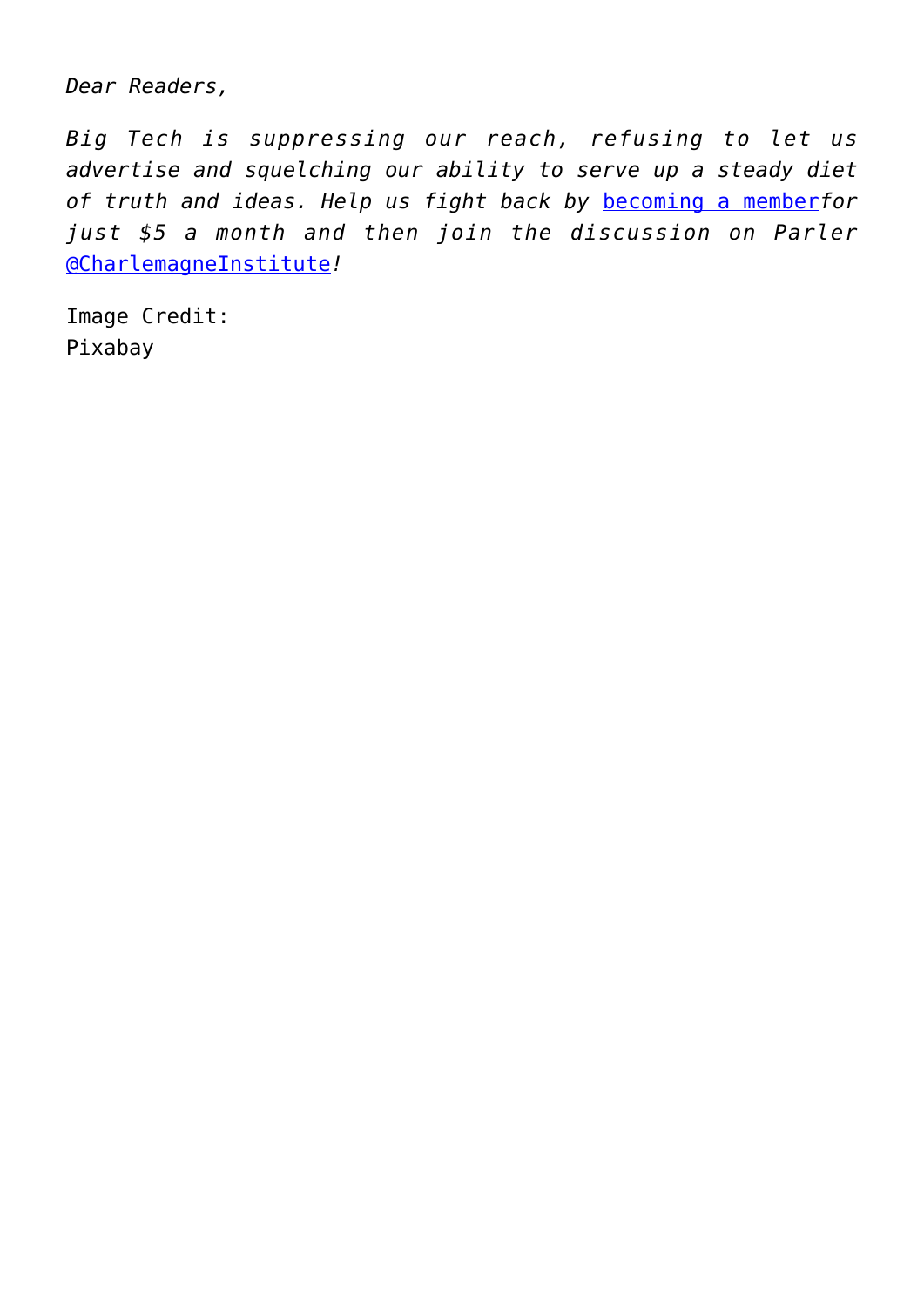*Dear Readers,*

*Big Tech is suppressing our reach, refusing to let us advertise and squelching our ability to serve up a steady diet of truth and ideas. Help us fight back by* [becoming a member](#)*for just $5 a month and then join the discussion on Parler* [@CharlemagneInstitute](#)*!*

Image Credit:
Pixabay